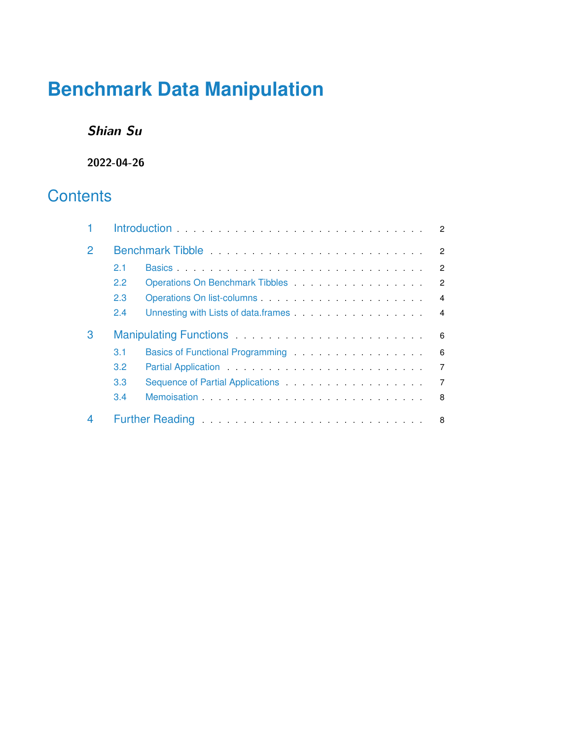# Benchmark Data Manipulation

***Shian Su***

**2022-04-26**

## Contents

1 Introduction . . . . . . . . . . . . . . . . . . . . . . . . . . . . . 2

2 Benchmark Tibble . . . . . . . . . . . . . . . . . . . . . . . . . 2

- 2.1 Basics . . . . . . . . . . . . . . . . . . . . . . . . . . . . . . 2
- 2.2 Operations On Benchmark Tibbles . . . . . . . . . . . . . . . 2
- 2.3 Operations On list-columns . . . . . . . . . . . . . . . . . . . 4
- 2.4 Unnesting with Lists of data.frames . . . . . . . . . . . . . . . 4

3 Manipulating Functions . . . . . . . . . . . . . . . . . . . . . . 6

- 3.1 Basics of Functional Programming . . . . . . . . . . . . . . . 6
- 3.2 Partial Application . . . . . . . . . . . . . . . . . . . . . . . . 7
- 3.3 Sequence of Partial Applications . . . . . . . . . . . . . . . . 7
- 3.4 Memoisation . . . . . . . . . . . . . . . . . . . . . . . . . . . 8

4 Further Reading . . . . . . . . . . . . . . . . . . . . . . . . . . 8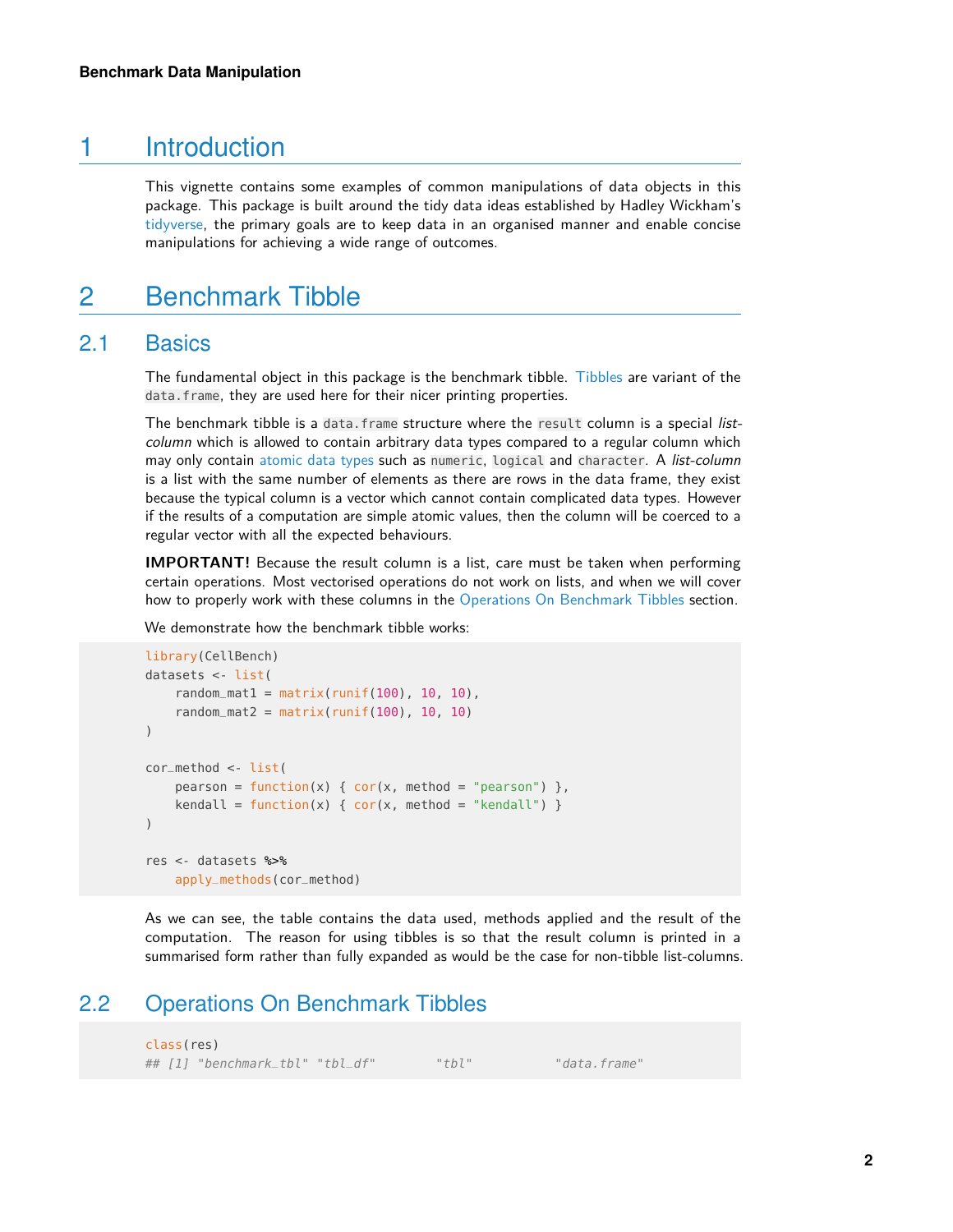# 1 Introduction

This vignette contains some examples of common manipulations of data objects in this package. This package is built around the tidy data ideas established by Hadley Wickham's tidyverse, the primary goals are to keep data in an organised manner and enable concise manipulations for achieving a wide range of outcomes.

# 2 Benchmark Tibble

## 2.1 Basics

The fundamental object in this package is the benchmark tibble. Tibbles are variant of the `data.frame`, they are used here for their nicer printing properties.

The benchmark tibble is a `data.frame` structure where the `result` column is a special *list-column* which is allowed to contain arbitrary data types compared to a regular column which may only contain atomic data types such as `numeric`, `logical` and `character`. A *list-column* is a list with the same number of elements as there are rows in the data frame, they exist because the typical column is a vector which cannot contain complicated data types. However if the results of a computation are simple atomic values, then the column will be coerced to a regular vector with all the expected behaviours.

**IMPORTANT!** Because the result column is a list, care must be taken when performing certain operations. Most vectorised operations do not work on lists, and when we will cover how to properly work with these columns in the Operations On Benchmark Tibbles section.

We demonstrate how the benchmark tibble works:

```
library(CellBench)
datasets <- list(
    random_mat1 = matrix(runif(100), 10, 10),
    random_mat2 = matrix(runif(100), 10, 10)
)

cor_method <- list(
    pearson = function(x) { cor(x, method = "pearson") },
    kendall = function(x) { cor(x, method = "kendall") }
)

res <- datasets %>%
    apply_methods(cor_method)
```

As we can see, the table contains the data used, methods applied and the result of the computation. The reason for using tibbles is so that the result column is printed in a summarised form rather than fully expanded as would be the case for non-tibble list-columns.

## 2.2 Operations On Benchmark Tibbles

```
class(res)
## [1] "benchmark_tbl" "tbl_df"        "tbl"           "data.frame"
```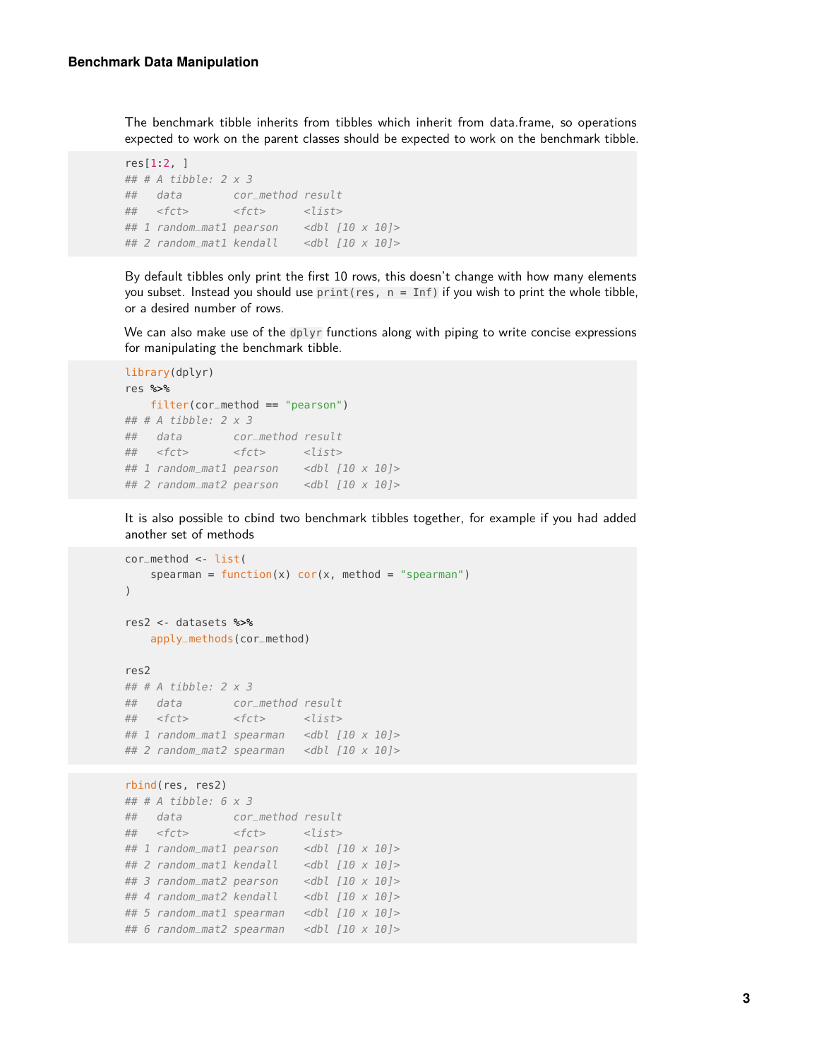The benchmark tibble inherits from tibbles which inherit from data.frame, so operations expected to work on the parent classes should be expected to work on the benchmark tibble.

```
res[1:2, ]
## # A tibble: 2 x 3
##   data        cor_method result
##   <fct>       <fct>      <list>
## 1 random_mat1 pearson    <dbl [10 x 10]>
## 2 random_mat1 kendall    <dbl [10 x 10]>
```

By default tibbles only print the first 10 rows, this doesn't change with how many elements you subset. Instead you should use `print(res, n = Inf)` if you wish to print the whole tibble, or a desired number of rows.

We can also make use of the `dplyr` functions along with piping to write concise expressions for manipulating the benchmark tibble.

```
library(dplyr)
res %>%
    filter(cor_method == "pearson")
## # A tibble: 2 x 3
##   data        cor_method result
##   <fct>       <fct>      <list>
## 1 random_mat1 pearson    <dbl [10 x 10]>
## 2 random_mat2 pearson    <dbl [10 x 10]>
```

It is also possible to cbind two benchmark tibbles together, for example if you had added another set of methods

```
cor_method <- list(
    spearman = function(x) cor(x, method = "spearman")
)

res2 <- datasets %>%
    apply_methods(cor_method)

res2
## # A tibble: 2 x 3
##   data        cor_method result
##   <fct>       <fct>      <list>
## 1 random_mat1 spearman   <dbl [10 x 10]>
## 2 random_mat2 spearman   <dbl [10 x 10]>
```

```
rbind(res, res2)
## # A tibble: 6 x 3
##   data        cor_method result
##   <fct>       <fct>      <list>
## 1 random_mat1 pearson    <dbl [10 x 10]>
## 2 random_mat1 kendall    <dbl [10 x 10]>
## 3 random_mat2 pearson    <dbl [10 x 10]>
## 4 random_mat2 kendall    <dbl [10 x 10]>
## 5 random_mat1 spearman   <dbl [10 x 10]>
## 6 random_mat2 spearman   <dbl [10 x 10]>
```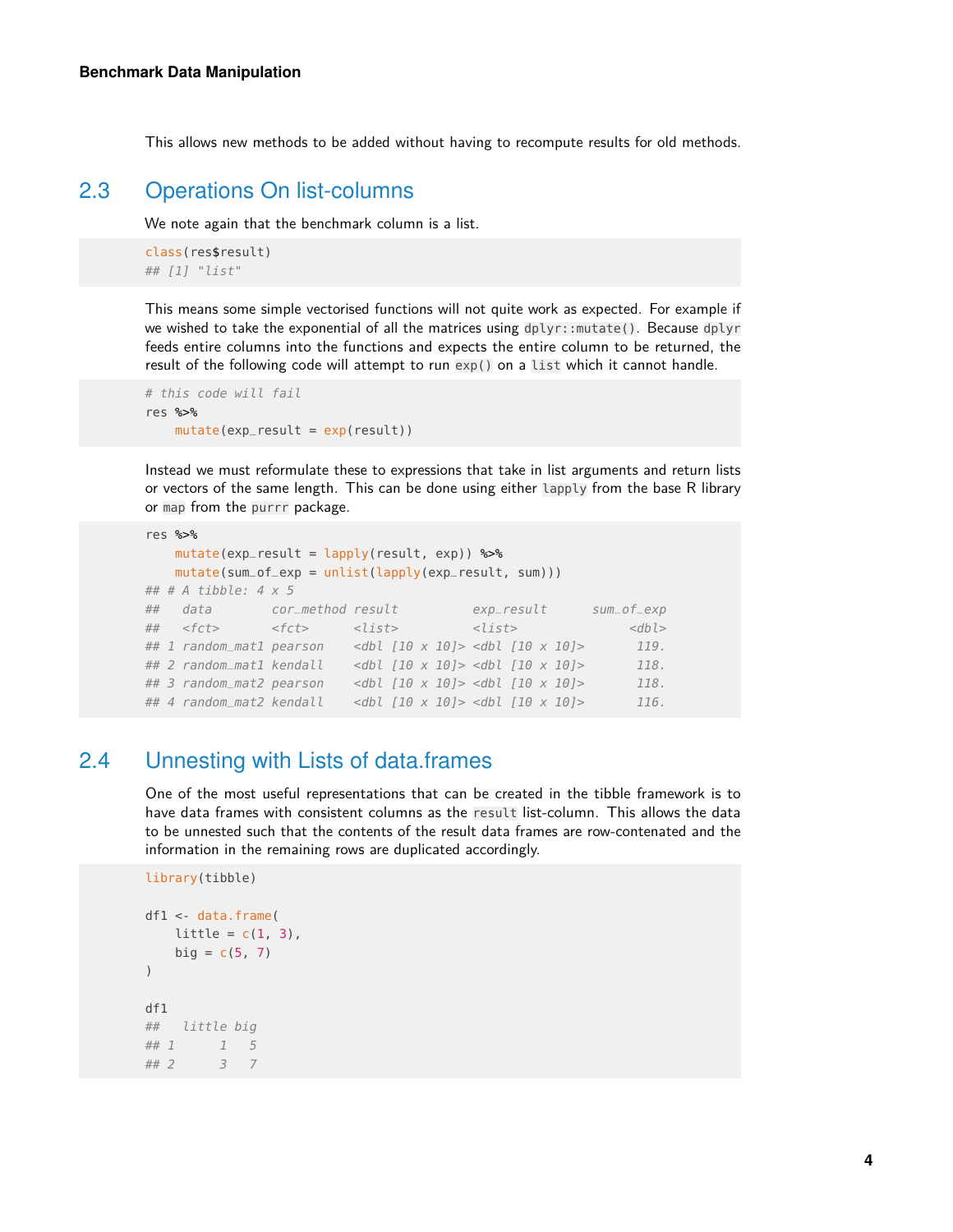This allows new methods to be added without having to recompute results for old methods.

## 2.3 Operations On list-columns

We note again that the benchmark column is a list.

```
class(res$result)
## [1] "list"
```

This means some simple vectorised functions will not quite work as expected. For example if we wished to take the exponential of all the matrices using `dplyr::mutate()`. Because `dplyr` feeds entire columns into the functions and expects the entire column to be returned, the result of the following code will attempt to run `exp()` on a `list` which it cannot handle.

```
# this code will fail
res %>%
    mutate(exp_result = exp(result))
```

Instead we must reformulate these to expressions that take in list arguments and return lists or vectors of the same length. This can be done using either `lapply` from the base R library or `map` from the `purrr` package.

```
res %>%
    mutate(exp_result = lapply(result, exp)) %>%
    mutate(sum_of_exp = unlist(lapply(exp_result, sum)))
## # A tibble: 4 x 5
##   data        cor_method result          exp_result      sum_of_exp
##   <fct>       <fct>      <list>          <list>               <dbl>
## 1 random_mat1 pearson    <dbl [10 x 10]> <dbl [10 x 10]>       119.
## 2 random_mat1 kendall    <dbl [10 x 10]> <dbl [10 x 10]>       118.
## 3 random_mat2 pearson    <dbl [10 x 10]> <dbl [10 x 10]>       118.
## 4 random_mat2 kendall    <dbl [10 x 10]> <dbl [10 x 10]>       116.
```

## 2.4 Unnesting with Lists of data.frames

One of the most useful representations that can be created in the tibble framework is to have data frames with consistent columns as the `result` list-column. This allows the data to be unnested such that the contents of the result data frames are row-contenated and the information in the remaining rows are duplicated accordingly.

```
library(tibble)

df1 <- data.frame(
    little = c(1, 3),
    big = c(5, 7)
)

df1
##   little big
## 1      1   5
## 2      3   7
```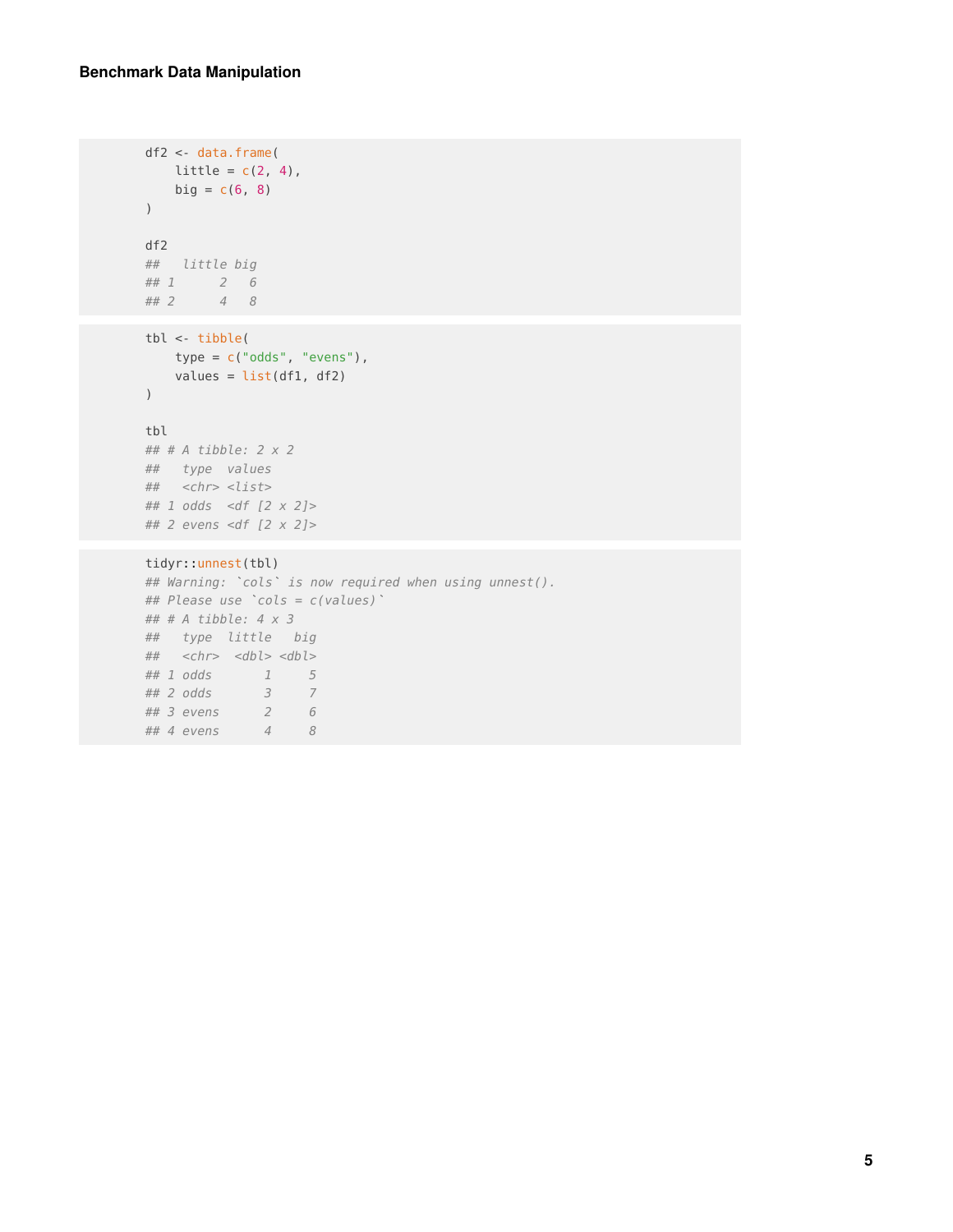```r
df2 <- data.frame(
    little = c(2, 4),
    big = c(6, 8)
)

df2
##   little big
## 1      2   6
## 2      4   8
```

```r
tbl <- tibble(
    type = c("odds", "evens"),
    values = list(df1, df2)
)

tbl
## # A tibble: 2 x 2
##   type  values
##   <chr> <list>
## 1 odds  <df [2 x 2]>
## 2 evens <df [2 x 2]>
```

```r
tidyr::unnest(tbl)
## Warning: `cols` is now required when using unnest().
## Please use `cols = c(values)`
## # A tibble: 4 x 3
##   type  little   big
##   <chr>  <dbl> <dbl>
## 1 odds       1     5
## 2 odds       3     7
## 3 evens      2     6
## 4 evens      4     8
```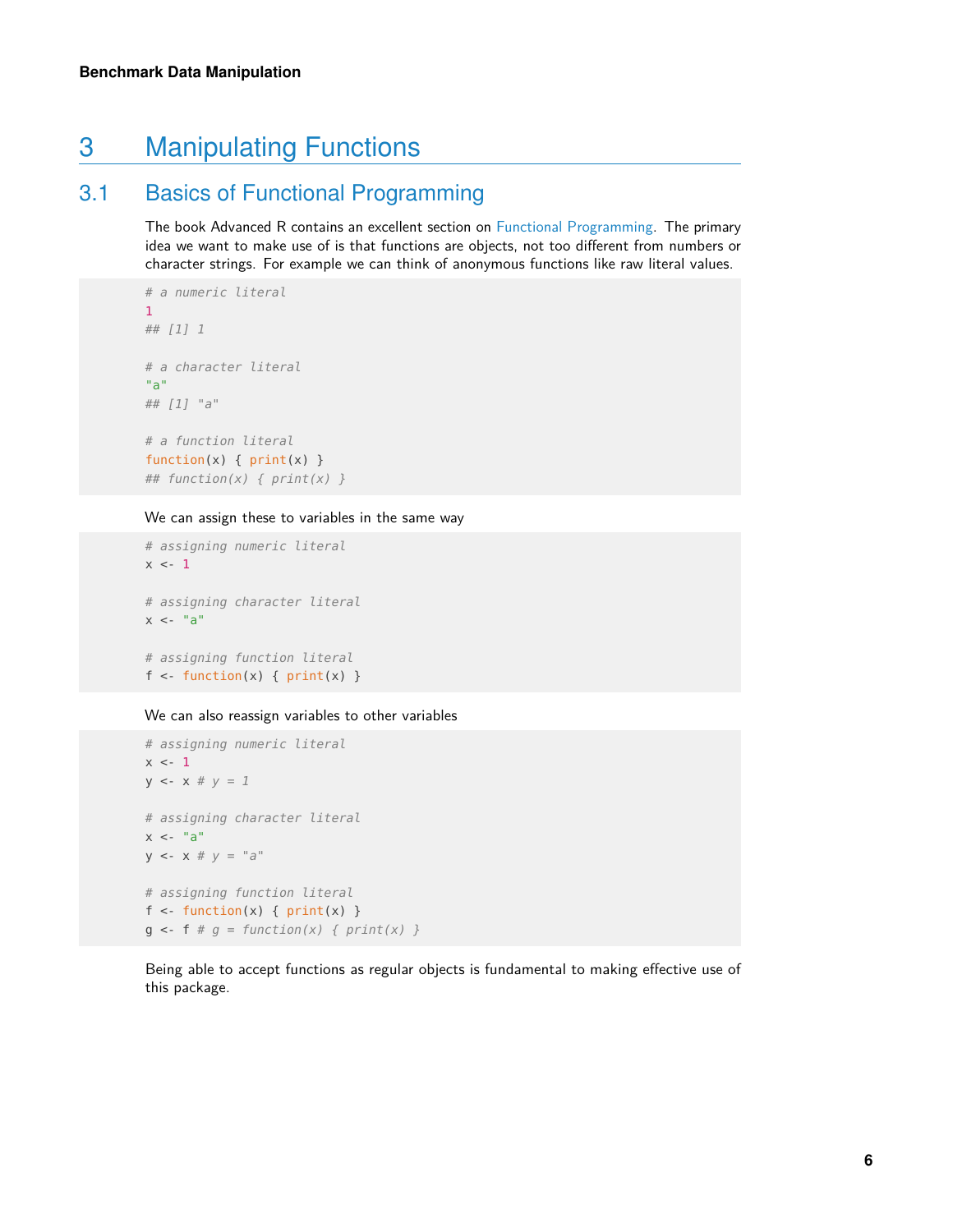# 3 Manipulating Functions

## 3.1 Basics of Functional Programming

The book Advanced R contains an excellent section on Functional Programming. The primary idea we want to make use of is that functions are objects, not too different from numbers or character strings. For example we can think of anonymous functions like raw literal values.

```r
# a numeric literal
1
## [1] 1

# a character literal
"a"
## [1] "a"

# a function literal
function(x) { print(x) }
## function(x) { print(x) }
```

We can assign these to variables in the same way

```r
# assigning numeric literal
x <- 1

# assigning character literal
x <- "a"

# assigning function literal
f <- function(x) { print(x) }
```

We can also reassign variables to other variables

```r
# assigning numeric literal
x <- 1
y <- x # y = 1

# assigning character literal
x <- "a"
y <- x # y = "a"

# assigning function literal
f <- function(x) { print(x) }
g <- f # g = function(x) { print(x) }
```

Being able to accept functions as regular objects is fundamental to making effective use of this package.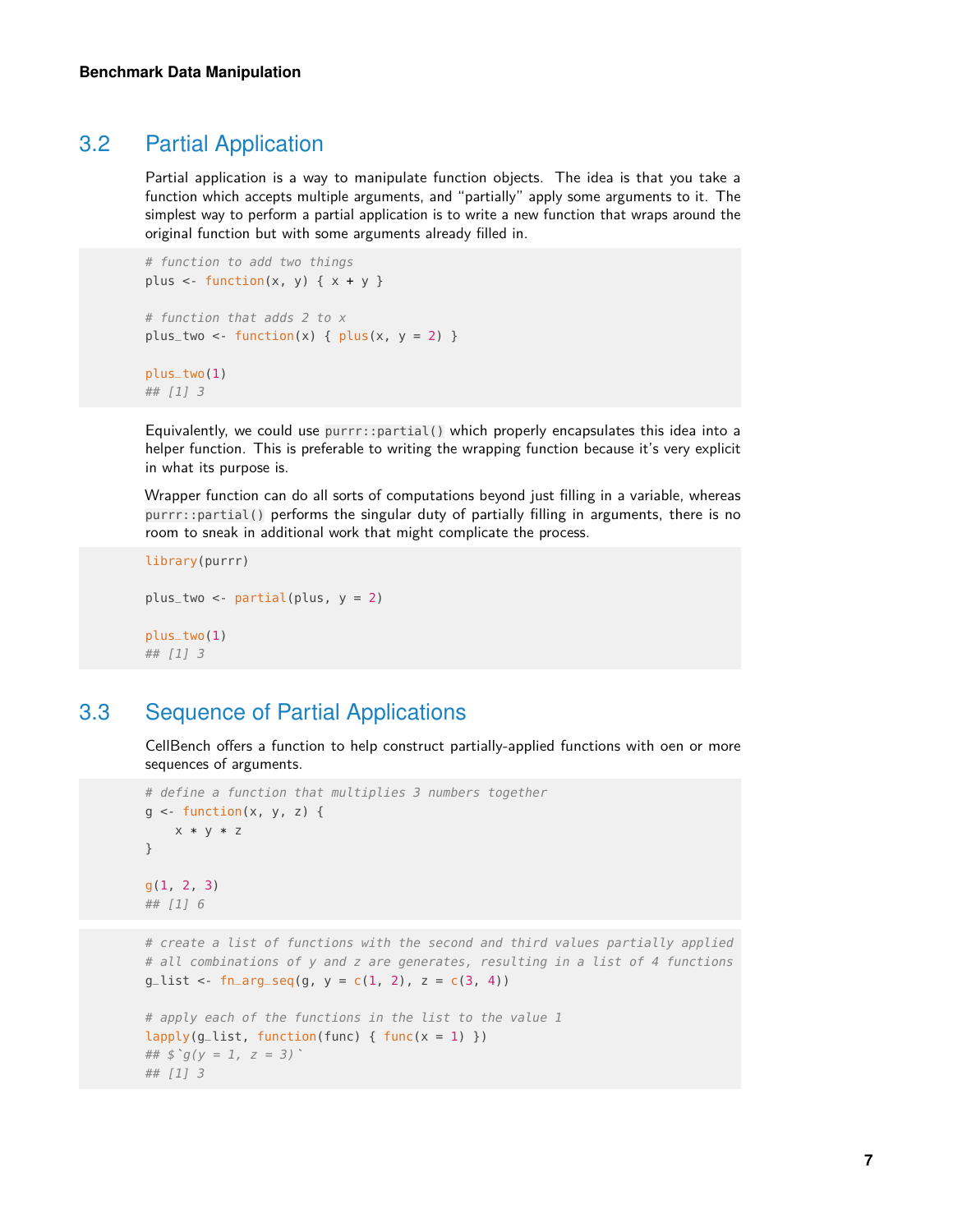## 3.2 Partial Application

Partial application is a way to manipulate function objects. The idea is that you take a function which accepts multiple arguments, and "partially" apply some arguments to it. The simplest way to perform a partial application is to write a new function that wraps around the original function but with some arguments already filled in.

```
# function to add two things
plus <- function(x, y) { x + y }

# function that adds 2 to x
plus_two <- function(x) { plus(x, y = 2) }

plus_two(1)
## [1] 3
```

Equivalently, we could use `purrr::partial()` which properly encapsulates this idea into a helper function. This is preferable to writing the wrapping function because it's very explicit in what its purpose is.

Wrapper function can do all sorts of computations beyond just filling in a variable, whereas `purrr::partial()` performs the singular duty of partially filling in arguments, there is no room to sneak in additional work that might complicate the process.

```
library(purrr)

plus_two <- partial(plus, y = 2)

plus_two(1)
## [1] 3
```

## 3.3 Sequence of Partial Applications

CellBench offers a function to help construct partially-applied functions with oen or more sequences of arguments.

```
# define a function that multiplies 3 numbers together
g <- function(x, y, z) {
    x * y * z
}

g(1, 2, 3)
## [1] 6
```

```
# create a list of functions with the second and third values partially applied
# all combinations of y and z are generates, resulting in a list of 4 functions
g_list <- fn_arg_seq(g, y = c(1, 2), z = c(3, 4))

# apply each of the functions in the list to the value 1
lapply(g_list, function(func) { func(x = 1) })
## $`g(y = 1, z = 3)`
## [1] 3
```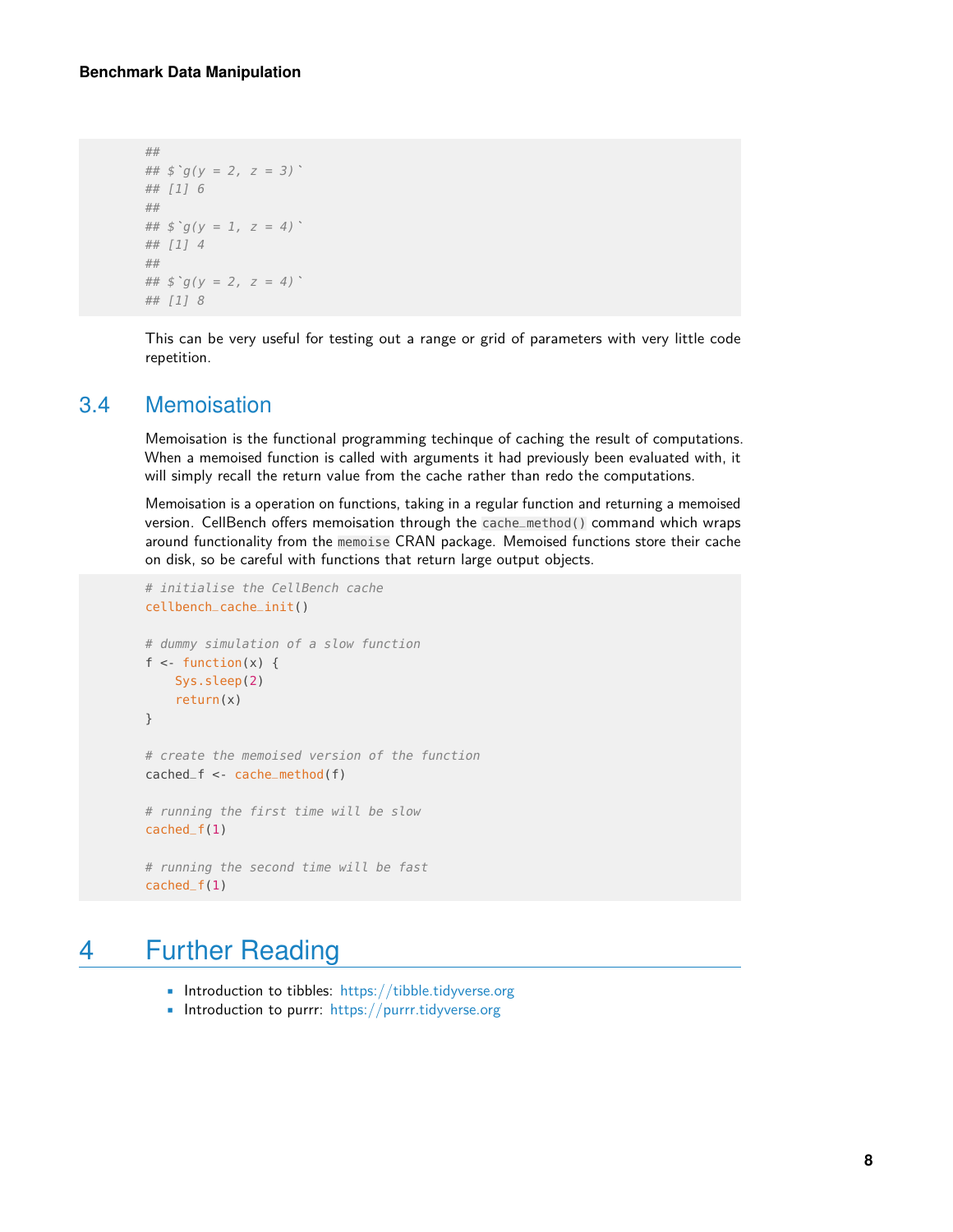```
##
## $`g(y = 2, z = 3)`
## [1] 6
##
## $`g(y = 1, z = 4)`
## [1] 4
##
## $`g(y = 2, z = 4)`
## [1] 8
```

This can be very useful for testing out a range or grid of parameters with very little code repetition.

## 3.4 Memoisation

Memoisation is the functional programming techinque of caching the result of computations. When a memoised function is called with arguments it had previously been evaluated with, it will simply recall the return value from the cache rather than redo the computations.

Memoisation is a operation on functions, taking in a regular function and returning a memoised version. CellBench offers memoisation through the `cache_method()` command which wraps around functionality from the `memoise` CRAN package. Memoised functions store their cache on disk, so be careful with functions that return large output objects.

```
# initialise the CellBench cache
cellbench_cache_init()

# dummy simulation of a slow function
f <- function(x) {
    Sys.sleep(2)
    return(x)
}

# create the memoised version of the function
cached_f <- cache_method(f)

# running the first time will be slow
cached_f(1)

# running the second time will be fast
cached_f(1)
```

# 4 Further Reading

- Introduction to tibbles: https://tibble.tidyverse.org
- Introduction to purrr: https://purrr.tidyverse.org